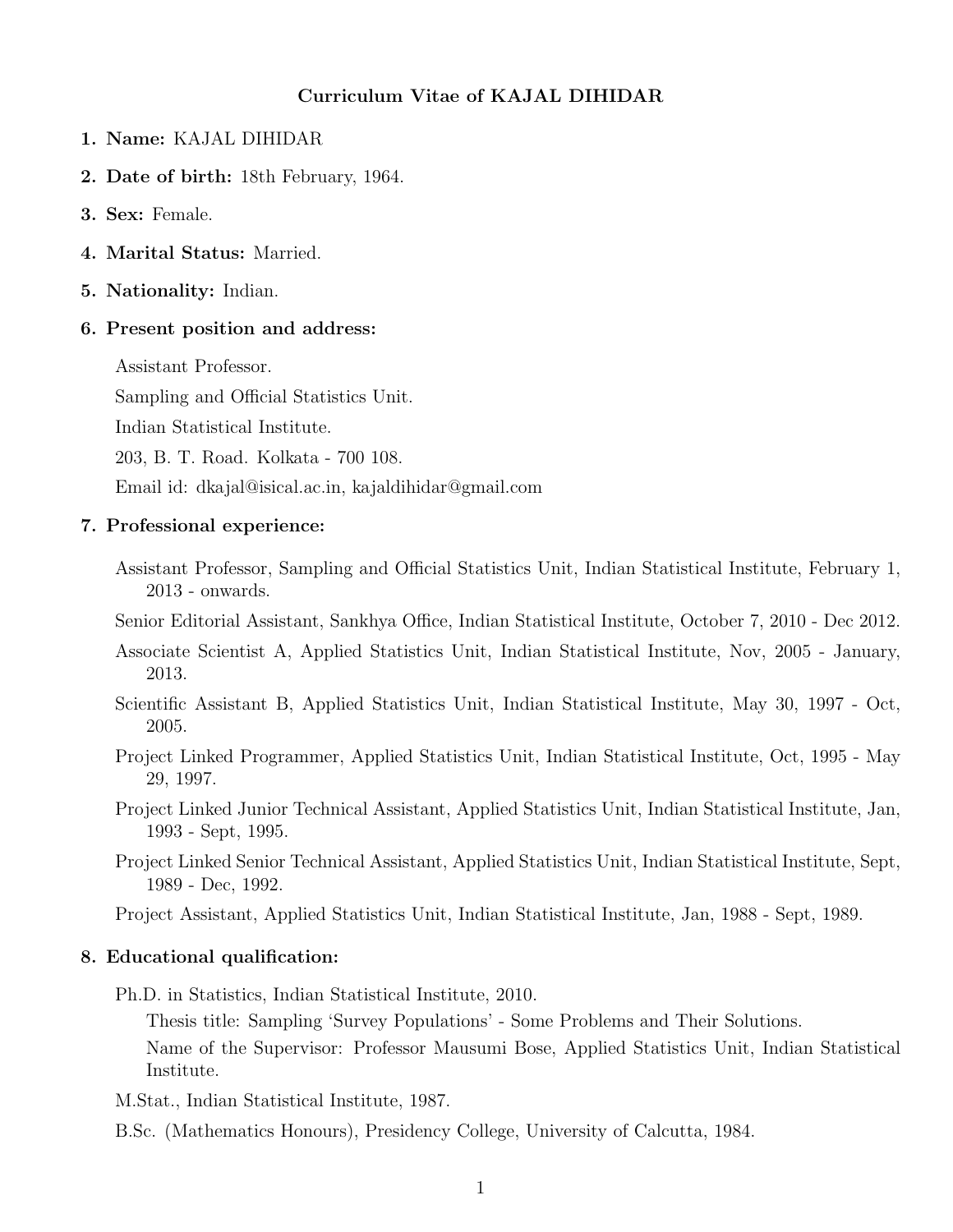# Curriculum Vitae of KAJAL DIHIDAR

1. **Name:** KAJAL DIHIDAR

2. **Date of birth:** 18th February, 1964.

3. **Sex:** Female.

4. **Marital Status:** Married.

5. **Nationality:** Indian.

6. **Present position and address:**

   Assistant Professor.

   Sampling and Official Statistics Unit.

   Indian Statistical Institute.

   203, B. T. Road. Kolkata - 700 108.

   Email id: dkajal@isical.ac.in, kajaldihidar@gmail.com

7. **Professional experience:**

   Assistant Professor, Sampling and Official Statistics Unit, Indian Statistical Institute, February 1, 2013 - onwards.

   Senior Editorial Assistant, Sankhya Office, Indian Statistical Institute, October 7, 2010 - Dec 2012.

   Associate Scientist A, Applied Statistics Unit, Indian Statistical Institute, Nov, 2005 - January, 2013.

   Scientific Assistant B, Applied Statistics Unit, Indian Statistical Institute, May 30, 1997 - Oct, 2005.

   Project Linked Programmer, Applied Statistics Unit, Indian Statistical Institute, Oct, 1995 - May 29, 1997.

   Project Linked Junior Technical Assistant, Applied Statistics Unit, Indian Statistical Institute, Jan, 1993 - Sept, 1995.

   Project Linked Senior Technical Assistant, Applied Statistics Unit, Indian Statistical Institute, Sept, 1989 - Dec, 1992.

   Project Assistant, Applied Statistics Unit, Indian Statistical Institute, Jan, 1988 - Sept, 1989.

8. **Educational qualification:**

   Ph.D. in Statistics, Indian Statistical Institute, 2010.

   Thesis title: Sampling 'Survey Populations' - Some Problems and Their Solutions.

   Name of the Supervisor: Professor Mausumi Bose, Applied Statistics Unit, Indian Statistical Institute.

   M.Stat., Indian Statistical Institute, 1987.

   B.Sc. (Mathematics Honours), Presidency College, University of Calcutta, 1984.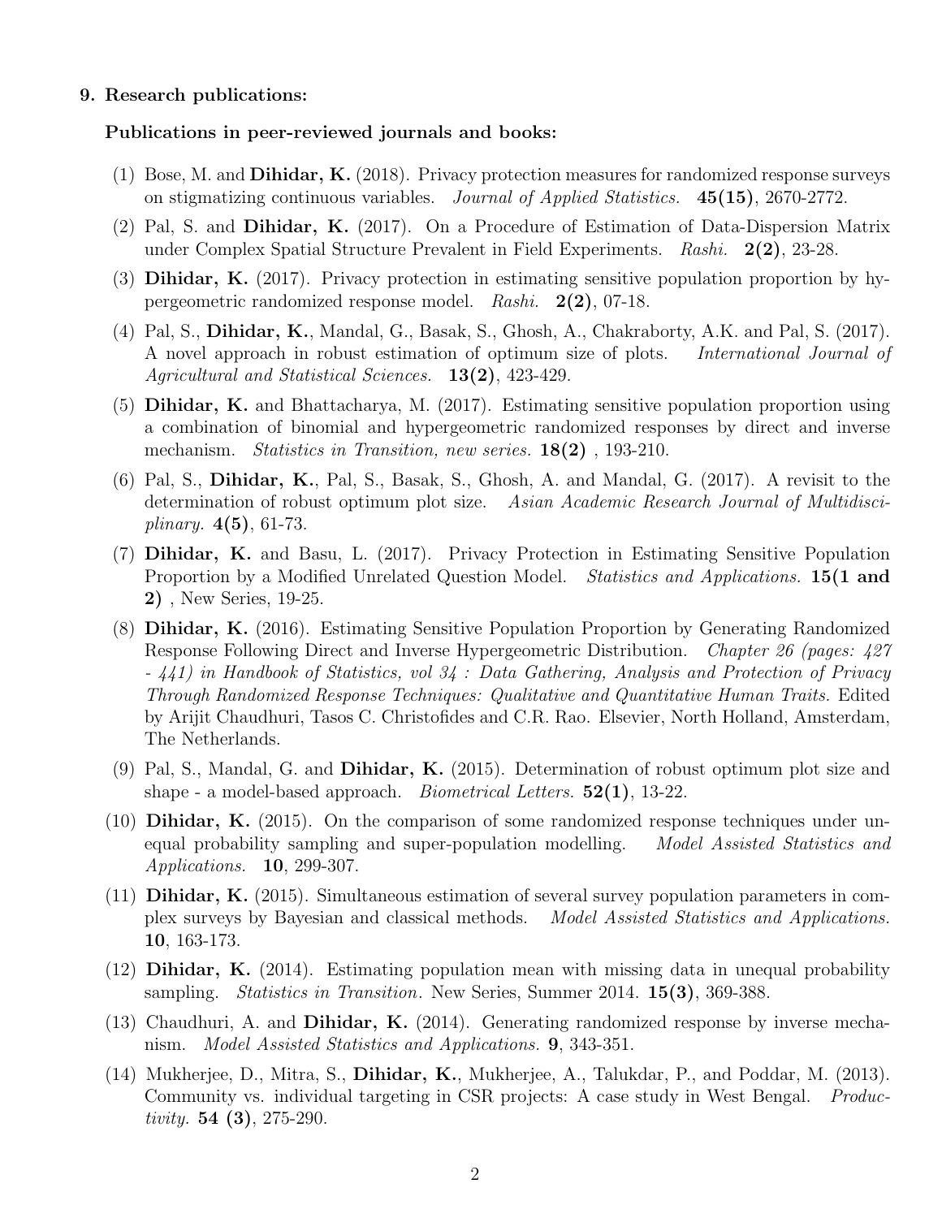**9. Research publications:**

**Publications in peer-reviewed journals and books:**

(1) Bose, M. and **Dihidar, K.** (2018). Privacy protection measures for randomized response surveys on stigmatizing continuous variables. *Journal of Applied Statistics.* **45(15)**, 2670-2772.

(2) Pal, S. and **Dihidar, K.** (2017). On a Procedure of Estimation of Data-Dispersion Matrix under Complex Spatial Structure Prevalent in Field Experiments. *Rashi.* **2(2)**, 23-28.

(3) **Dihidar, K.** (2017). Privacy protection in estimating sensitive population proportion by hypergeometric randomized response model. *Rashi.* **2(2)**, 07-18.

(4) Pal, S., **Dihidar, K.**, Mandal, G., Basak, S., Ghosh, A., Chakraborty, A.K. and Pal, S. (2017). A novel approach in robust estimation of optimum size of plots. *International Journal of Agricultural and Statistical Sciences.* **13(2)**, 423-429.

(5) **Dihidar, K.** and Bhattacharya, M. (2017). Estimating sensitive population proportion using a combination of binomial and hypergeometric randomized responses by direct and inverse mechanism. *Statistics in Transition, new series.* **18(2)** , 193-210.

(6) Pal, S., **Dihidar, K.**, Pal, S., Basak, S., Ghosh, A. and Mandal, G. (2017). A revisit to the determination of robust optimum plot size. *Asian Academic Research Journal of Multidisciplinary.* **4(5)**, 61-73.

(7) **Dihidar, K.** and Basu, L. (2017). Privacy Protection in Estimating Sensitive Population Proportion by a Modified Unrelated Question Model. *Statistics and Applications.* **15(1 and 2)** , New Series, 19-25.

(8) **Dihidar, K.** (2016). Estimating Sensitive Population Proportion by Generating Randomized Response Following Direct and Inverse Hypergeometric Distribution. *Chapter 26 (pages: 427 - 441) in Handbook of Statistics, vol 34 : Data Gathering, Analysis and Protection of Privacy Through Randomized Response Techniques: Qualitative and Quantitative Human Traits.* Edited by Arijit Chaudhuri, Tasos C. Christofides and C.R. Rao. Elsevier, North Holland, Amsterdam, The Netherlands.

(9) Pal, S., Mandal, G. and **Dihidar, K.** (2015). Determination of robust optimum plot size and shape - a model-based approach. *Biometrical Letters.* **52(1)**, 13-22.

(10) **Dihidar, K.** (2015). On the comparison of some randomized response techniques under unequal probability sampling and super-population modelling. *Model Assisted Statistics and Applications.* **10**, 299-307.

(11) **Dihidar, K.** (2015). Simultaneous estimation of several survey population parameters in complex surveys by Bayesian and classical methods. *Model Assisted Statistics and Applications.* **10**, 163-173.

(12) **Dihidar, K.** (2014). Estimating population mean with missing data in unequal probability sampling. *Statistics in Transition*. New Series, Summer 2014. **15(3)**, 369-388.

(13) Chaudhuri, A. and **Dihidar, K.** (2014). Generating randomized response by inverse mechanism. *Model Assisted Statistics and Applications.* **9**, 343-351.

(14) Mukherjee, D., Mitra, S., **Dihidar, K.**, Mukherjee, A., Talukdar, P., and Poddar, M. (2013). Community vs. individual targeting in CSR projects: A case study in West Bengal. *Productivity.* **54 (3)**, 275-290.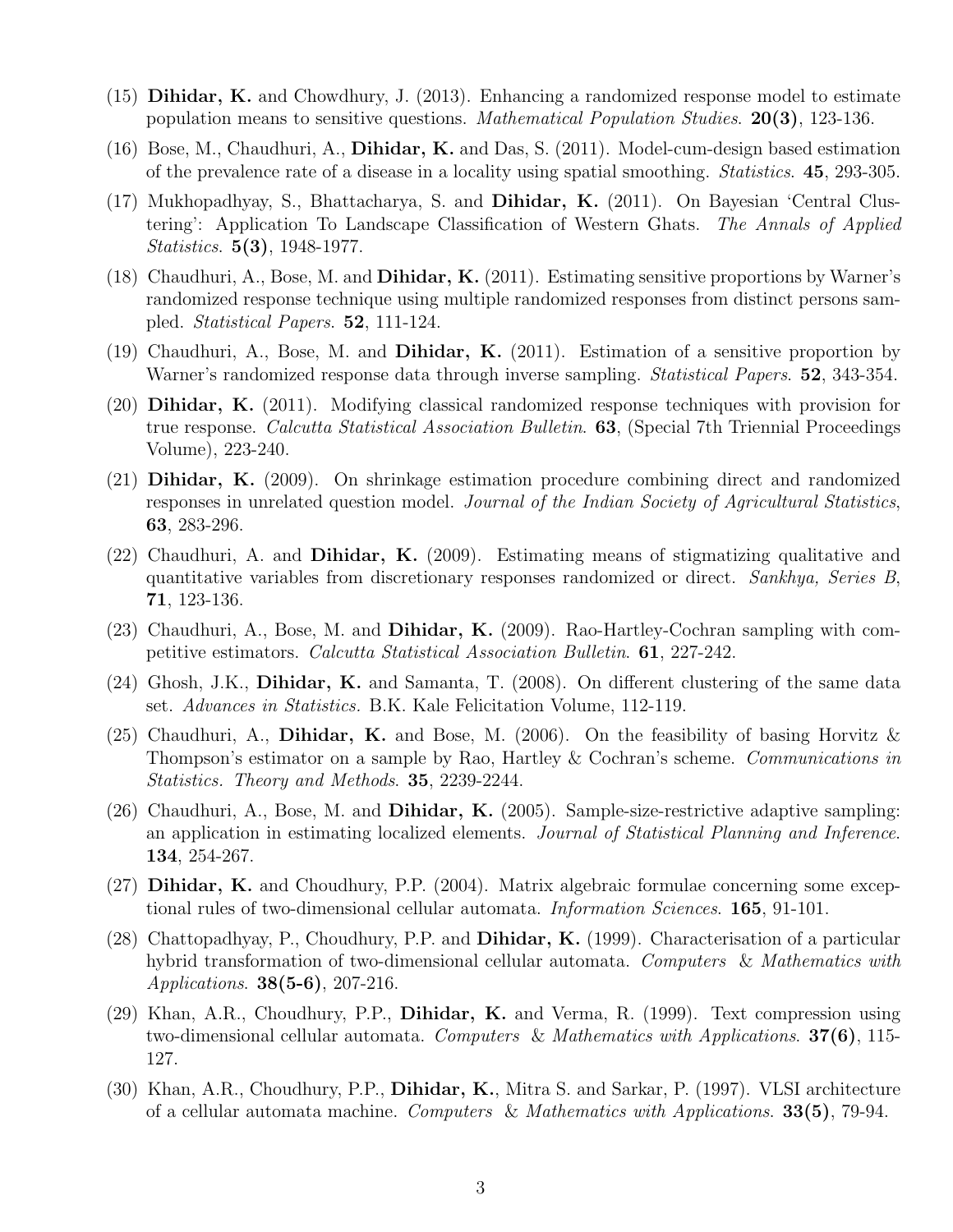(15) **Dihidar, K.** and Chowdhury, J. (2013). Enhancing a randomized response model to estimate population means to sensitive questions. *Mathematical Population Studies*. **20(3)**, 123-136.

(16) Bose, M., Chaudhuri, A., **Dihidar, K.** and Das, S. (2011). Model-cum-design based estimation of the prevalence rate of a disease in a locality using spatial smoothing. *Statistics*. **45**, 293-305.

(17) Mukhopadhyay, S., Bhattacharya, S. and **Dihidar, K.** (2011). On Bayesian 'Central Clustering': Application To Landscape Classification of Western Ghats. *The Annals of Applied Statistics*. **5(3)**, 1948-1977.

(18) Chaudhuri, A., Bose, M. and **Dihidar, K.** (2011). Estimating sensitive proportions by Warner's randomized response technique using multiple randomized responses from distinct persons sampled. *Statistical Papers*. **52**, 111-124.

(19) Chaudhuri, A., Bose, M. and **Dihidar, K.** (2011). Estimation of a sensitive proportion by Warner's randomized response data through inverse sampling. *Statistical Papers*. **52**, 343-354.

(20) **Dihidar, K.** (2011). Modifying classical randomized response techniques with provision for true response. *Calcutta Statistical Association Bulletin*. **63**, (Special 7th Triennial Proceedings Volume), 223-240.

(21) **Dihidar, K.** (2009). On shrinkage estimation procedure combining direct and randomized responses in unrelated question model. *Journal of the Indian Society of Agricultural Statistics*, **63**, 283-296.

(22) Chaudhuri, A. and **Dihidar, K.** (2009). Estimating means of stigmatizing qualitative and quantitative variables from discretionary responses randomized or direct. *Sankhya, Series B*, **71**, 123-136.

(23) Chaudhuri, A., Bose, M. and **Dihidar, K.** (2009). Rao-Hartley-Cochran sampling with competitive estimators. *Calcutta Statistical Association Bulletin*. **61**, 227-242.

(24) Ghosh, J.K., **Dihidar, K.** and Samanta, T. (2008). On different clustering of the same data set. *Advances in Statistics.* B.K. Kale Felicitation Volume, 112-119.

(25) Chaudhuri, A., **Dihidar, K.** and Bose, M. (2006). On the feasibility of basing Horvitz & Thompson's estimator on a sample by Rao, Hartley & Cochran's scheme. *Communications in Statistics. Theory and Methods*. **35**, 2239-2244.

(26) Chaudhuri, A., Bose, M. and **Dihidar, K.** (2005). Sample-size-restrictive adaptive sampling: an application in estimating localized elements. *Journal of Statistical Planning and Inference*. **134**, 254-267.

(27) **Dihidar, K.** and Choudhury, P.P. (2004). Matrix algebraic formulae concerning some exceptional rules of two-dimensional cellular automata. *Information Sciences*. **165**, 91-101.

(28) Chattopadhyay, P., Choudhury, P.P. and **Dihidar, K.** (1999). Characterisation of a particular hybrid transformation of two-dimensional cellular automata. *Computers & Mathematics with Applications*. **38(5-6)**, 207-216.

(29) Khan, A.R., Choudhury, P.P., **Dihidar, K.** and Verma, R. (1999). Text compression using two-dimensional cellular automata. *Computers & Mathematics with Applications*. **37(6)**, 115-127.

(30) Khan, A.R., Choudhury, P.P., **Dihidar, K.**, Mitra S. and Sarkar, P. (1997). VLSI architecture of a cellular automata machine. *Computers & Mathematics with Applications*. **33(5)**, 79-94.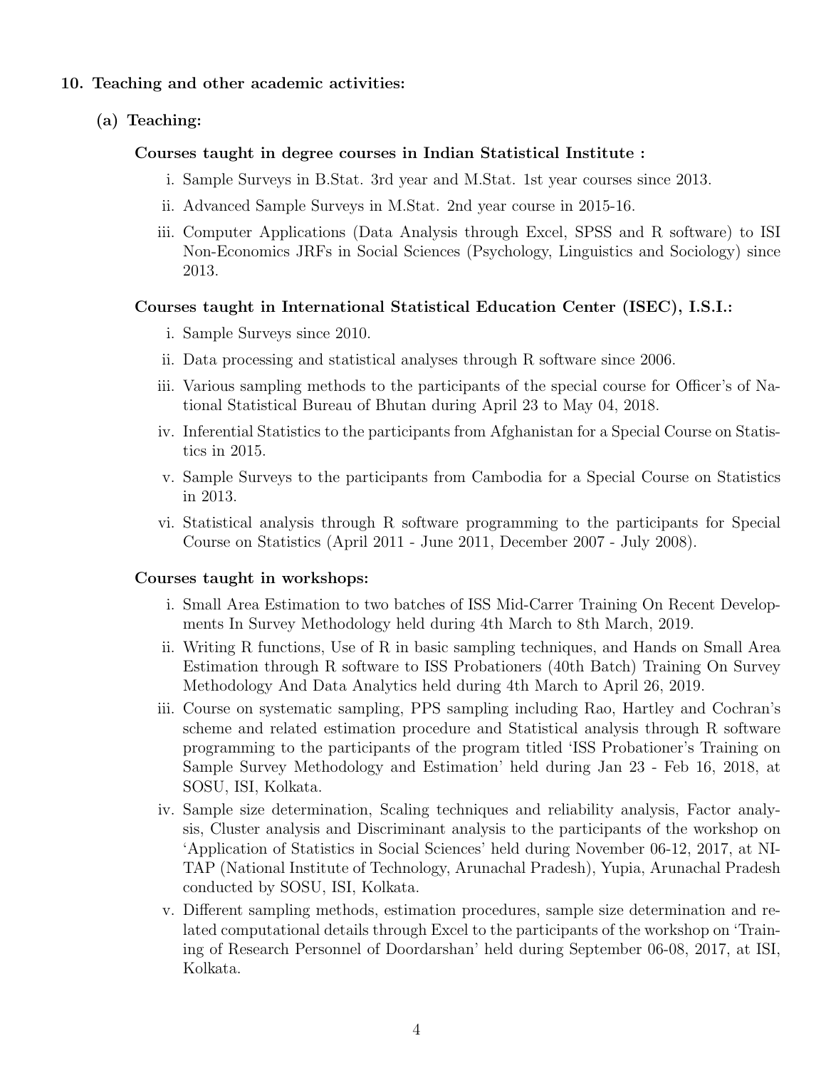**10. Teaching and other academic activities:**

**(a) Teaching:**

**Courses taught in degree courses in Indian Statistical Institute :**

i. Sample Surveys in B.Stat. 3rd year and M.Stat. 1st year courses since 2013.

ii. Advanced Sample Surveys in M.Stat. 2nd year course in 2015-16.

iii. Computer Applications (Data Analysis through Excel, SPSS and R software) to ISI Non-Economics JRFs in Social Sciences (Psychology, Linguistics and Sociology) since 2013.

**Courses taught in International Statistical Education Center (ISEC), I.S.I.:**

i. Sample Surveys since 2010.

ii. Data processing and statistical analyses through R software since 2006.

iii. Various sampling methods to the participants of the special course for Officer's of National Statistical Bureau of Bhutan during April 23 to May 04, 2018.

iv. Inferential Statistics to the participants from Afghanistan for a Special Course on Statistics in 2015.

v. Sample Surveys to the participants from Cambodia for a Special Course on Statistics in 2013.

vi. Statistical analysis through R software programming to the participants for Special Course on Statistics (April 2011 - June 2011, December 2007 - July 2008).

**Courses taught in workshops:**

i. Small Area Estimation to two batches of ISS Mid-Carrer Training On Recent Developments In Survey Methodology held during 4th March to 8th March, 2019.

ii. Writing R functions, Use of R in basic sampling techniques, and Hands on Small Area Estimation through R software to ISS Probationers (40th Batch) Training On Survey Methodology And Data Analytics held during 4th March to April 26, 2019.

iii. Course on systematic sampling, PPS sampling including Rao, Hartley and Cochran's scheme and related estimation procedure and Statistical analysis through R software programming to the participants of the program titled 'ISS Probationer's Training on Sample Survey Methodology and Estimation' held during Jan 23 - Feb 16, 2018, at SOSU, ISI, Kolkata.

iv. Sample size determination, Scaling techniques and reliability analysis, Factor analysis, Cluster analysis and Discriminant analysis to the participants of the workshop on 'Application of Statistics in Social Sciences' held during November 06-12, 2017, at NITAP (National Institute of Technology, Arunachal Pradesh), Yupia, Arunachal Pradesh conducted by SOSU, ISI, Kolkata.

v. Different sampling methods, estimation procedures, sample size determination and related computational details through Excel to the participants of the workshop on 'Training of Research Personnel of Doordarshan' held during September 06-08, 2017, at ISI, Kolkata.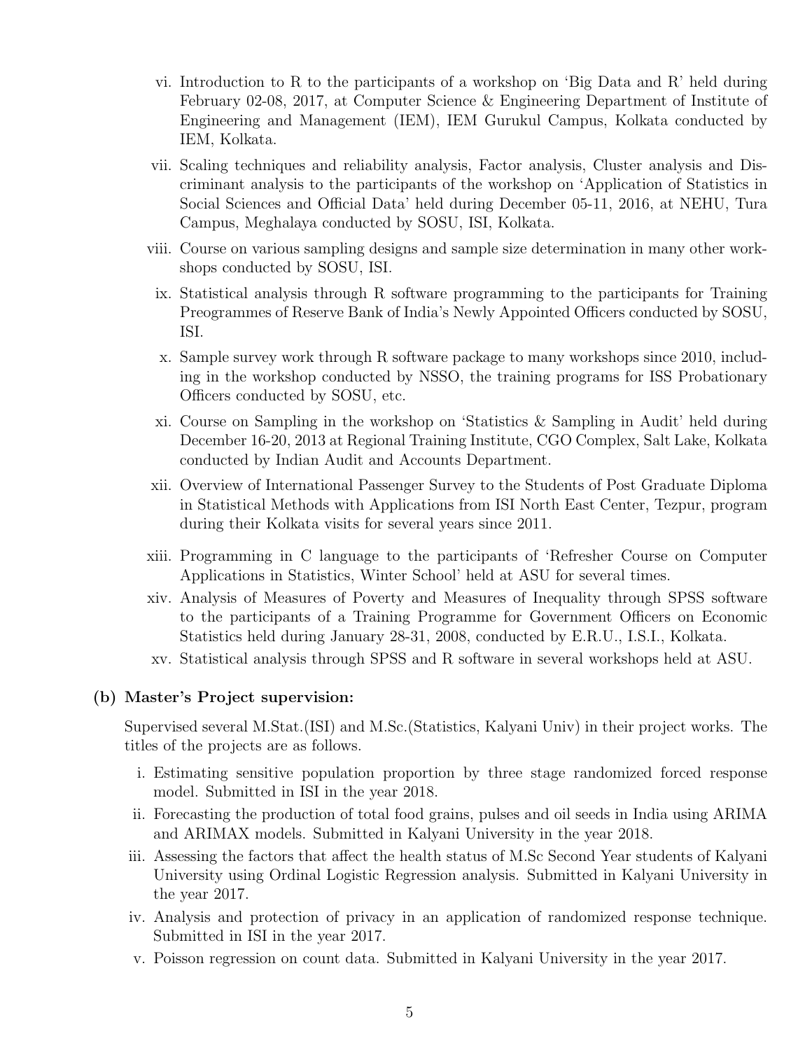vi. Introduction to R to the participants of a workshop on 'Big Data and R' held during February 02-08, 2017, at Computer Science & Engineering Department of Institute of Engineering and Management (IEM), IEM Gurukul Campus, Kolkata conducted by IEM, Kolkata.

vii. Scaling techniques and reliability analysis, Factor analysis, Cluster analysis and Discriminant analysis to the participants of the workshop on 'Application of Statistics in Social Sciences and Official Data' held during December 05-11, 2016, at NEHU, Tura Campus, Meghalaya conducted by SOSU, ISI, Kolkata.

viii. Course on various sampling designs and sample size determination in many other workshops conducted by SOSU, ISI.

ix. Statistical analysis through R software programming to the participants for Training Preogrammes of Reserve Bank of India's Newly Appointed Officers conducted by SOSU, ISI.

x. Sample survey work through R software package to many workshops since 2010, including in the workshop conducted by NSSO, the training programs for ISS Probationary Officers conducted by SOSU, etc.

xi. Course on Sampling in the workshop on 'Statistics & Sampling in Audit' held during December 16-20, 2013 at Regional Training Institute, CGO Complex, Salt Lake, Kolkata conducted by Indian Audit and Accounts Department.

xii. Overview of International Passenger Survey to the Students of Post Graduate Diploma in Statistical Methods with Applications from ISI North East Center, Tezpur, program during their Kolkata visits for several years since 2011.

xiii. Programming in C language to the participants of 'Refresher Course on Computer Applications in Statistics, Winter School' held at ASU for several times.

xiv. Analysis of Measures of Poverty and Measures of Inequality through SPSS software to the participants of a Training Programme for Government Officers on Economic Statistics held during January 28-31, 2008, conducted by E.R.U., I.S.I., Kolkata.

xv. Statistical analysis through SPSS and R software in several workshops held at ASU.

### (b) Master's Project supervision:

Supervised several M.Stat.(ISI) and M.Sc.(Statistics, Kalyani Univ) in their project works. The titles of the projects are as follows.

i. Estimating sensitive population proportion by three stage randomized forced response model. Submitted in ISI in the year 2018.

ii. Forecasting the production of total food grains, pulses and oil seeds in India using ARIMA and ARIMAX models. Submitted in Kalyani University in the year 2018.

iii. Assessing the factors that affect the health status of M.Sc Second Year students of Kalyani University using Ordinal Logistic Regression analysis. Submitted in Kalyani University in the year 2017.

iv. Analysis and protection of privacy in an application of randomized response technique. Submitted in ISI in the year 2017.

v. Poisson regression on count data. Submitted in Kalyani University in the year 2017.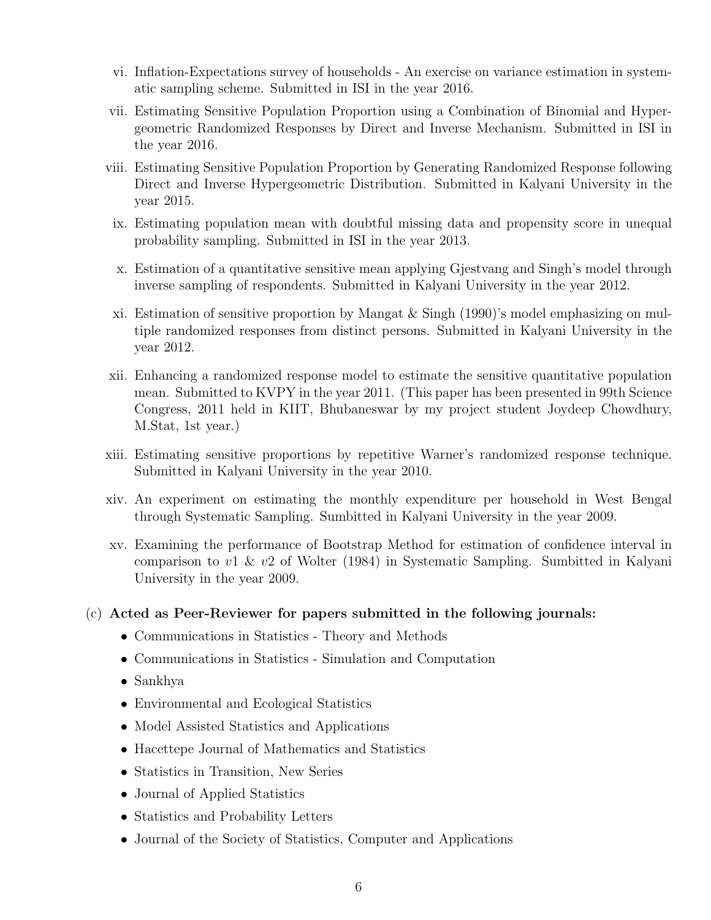vi. Inflation-Expectations survey of households - An exercise on variance estimation in systematic sampling scheme. Submitted in ISI in the year 2016.

vii. Estimating Sensitive Population Proportion using a Combination of Binomial and Hypergeometric Randomized Responses by Direct and Inverse Mechanism. Submitted in ISI in the year 2016.

viii. Estimating Sensitive Population Proportion by Generating Randomized Response following Direct and Inverse Hypergeometric Distribution. Submitted in Kalyani University in the year 2015.

ix. Estimating population mean with doubtful missing data and propensity score in unequal probability sampling. Submitted in ISI in the year 2013.

x. Estimation of a quantitative sensitive mean applying Gjestvang and Singh's model through inverse sampling of respondents. Submitted in Kalyani University in the year 2012.

xi. Estimation of sensitive proportion by Mangat & Singh (1990)'s model emphasizing on multiple randomized responses from distinct persons. Submitted in Kalyani University in the year 2012.

xii. Enhancing a randomized response model to estimate the sensitive quantitative population mean. Submitted to KVPY in the year 2011. (This paper has been presented in 99th Science Congress, 2011 held in KIIT, Bhubaneswar by my project student Joydeep Chowdhury, M.Stat, 1st year.)

xiii. Estimating sensitive proportions by repetitive Warner's randomized response technique. Submitted in Kalyani University in the year 2010.

xiv. An experiment on estimating the monthly expenditure per household in West Bengal through Systematic Sampling. Sumbitted in Kalyani University in the year 2009.

xv. Examining the performance of Bootstrap Method for estimation of confidence interval in comparison to $v1$ & $v2$ of Wolter (1984) in Systematic Sampling. Sumbitted in Kalyani University in the year 2009.

(c) **Acted as Peer-Reviewer for papers submitted in the following journals:**

- Communications in Statistics - Theory and Methods
- Communications in Statistics - Simulation and Computation
- Sankhya
- Environmental and Ecological Statistics
- Model Assisted Statistics and Applications
- Hacettepe Journal of Mathematics and Statistics
- Statistics in Transition, New Series
- Journal of Applied Statistics
- Statistics and Probability Letters
- Journal of the Society of Statistics, Computer and Applications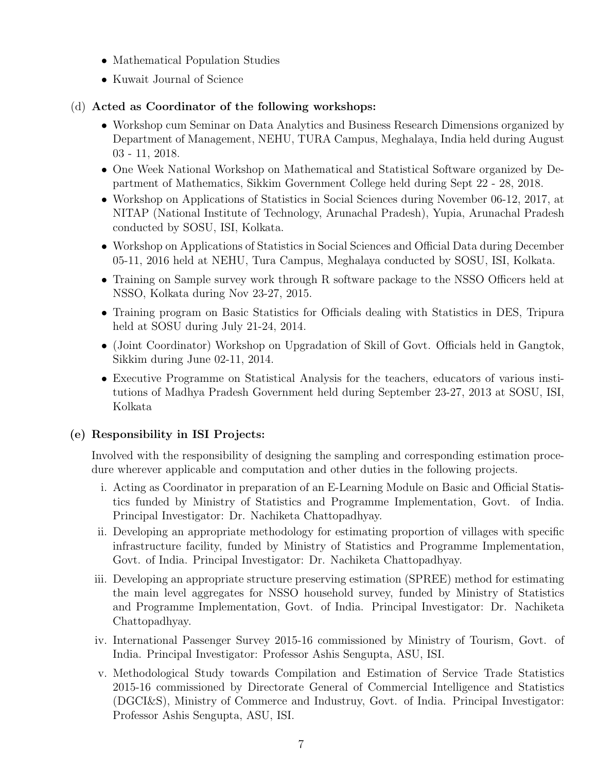- Mathematical Population Studies
- Kuwait Journal of Science

(d) **Acted as Coordinator of the following workshops:**

- Workshop cum Seminar on Data Analytics and Business Research Dimensions organized by Department of Management, NEHU, TURA Campus, Meghalaya, India held during August 03 - 11, 2018.
- One Week National Workshop on Mathematical and Statistical Software organized by Department of Mathematics, Sikkim Government College held during Sept 22 - 28, 2018.
- Workshop on Applications of Statistics in Social Sciences during November 06-12, 2017, at NITAP (National Institute of Technology, Arunachal Pradesh), Yupia, Arunachal Pradesh conducted by SOSU, ISI, Kolkata.
- Workshop on Applications of Statistics in Social Sciences and Official Data during December 05-11, 2016 held at NEHU, Tura Campus, Meghalaya conducted by SOSU, ISI, Kolkata.
- Training on Sample survey work through R software package to the NSSO Officers held at NSSO, Kolkata during Nov 23-27, 2015.
- Training program on Basic Statistics for Officials dealing with Statistics in DES, Tripura held at SOSU during July 21-24, 2014.
- (Joint Coordinator) Workshop on Upgradation of Skill of Govt. Officials held in Gangtok, Sikkim during June 02-11, 2014.
- Executive Programme on Statistical Analysis for the teachers, educators of various institutions of Madhya Pradesh Government held during September 23-27, 2013 at SOSU, ISI, Kolkata

(e) **Responsibility in ISI Projects:**

Involved with the responsibility of designing the sampling and corresponding estimation procedure wherever applicable and computation and other duties in the following projects.

i. Acting as Coordinator in preparation of an E-Learning Module on Basic and Official Statistics funded by Ministry of Statistics and Programme Implementation, Govt. of India. Principal Investigator: Dr. Nachiketa Chattopadhyay.

ii. Developing an appropriate methodology for estimating proportion of villages with specific infrastructure facility, funded by Ministry of Statistics and Programme Implementation, Govt. of India. Principal Investigator: Dr. Nachiketa Chattopadhyay.

iii. Developing an appropriate structure preserving estimation (SPREE) method for estimating the main level aggregates for NSSO household survey, funded by Ministry of Statistics and Programme Implementation, Govt. of India. Principal Investigator: Dr. Nachiketa Chattopadhyay.

iv. International Passenger Survey 2015-16 commissioned by Ministry of Tourism, Govt. of India. Principal Investigator: Professor Ashis Sengupta, ASU, ISI.

v. Methodological Study towards Compilation and Estimation of Service Trade Statistics 2015-16 commissioned by Directorate General of Commercial Intelligence and Statistics (DGCI&S), Ministry of Commerce and Industruy, Govt. of India. Principal Investigator: Professor Ashis Sengupta, ASU, ISI.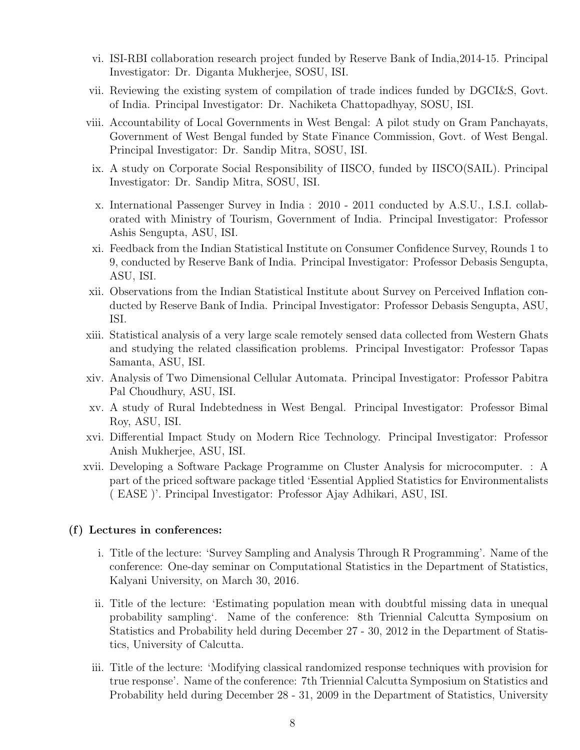vi. ISI-RBI collaboration research project funded by Reserve Bank of India,2014-15. Principal Investigator: Dr. Diganta Mukherjee, SOSU, ISI.

vii. Reviewing the existing system of compilation of trade indices funded by DGCI&S, Govt. of India. Principal Investigator: Dr. Nachiketa Chattopadhyay, SOSU, ISI.

viii. Accountability of Local Governments in West Bengal: A pilot study on Gram Panchayats, Government of West Bengal funded by State Finance Commission, Govt. of West Bengal. Principal Investigator: Dr. Sandip Mitra, SOSU, ISI.

ix. A study on Corporate Social Responsibility of IISCO, funded by IISCO(SAIL). Principal Investigator: Dr. Sandip Mitra, SOSU, ISI.

x. International Passenger Survey in India : 2010 - 2011 conducted by A.S.U., I.S.I. collaborated with Ministry of Tourism, Government of India. Principal Investigator: Professor Ashis Sengupta, ASU, ISI.

xi. Feedback from the Indian Statistical Institute on Consumer Confidence Survey, Rounds 1 to 9, conducted by Reserve Bank of India. Principal Investigator: Professor Debasis Sengupta, ASU, ISI.

xii. Observations from the Indian Statistical Institute about Survey on Perceived Inflation conducted by Reserve Bank of India. Principal Investigator: Professor Debasis Sengupta, ASU, ISI.

xiii. Statistical analysis of a very large scale remotely sensed data collected from Western Ghats and studying the related classification problems. Principal Investigator: Professor Tapas Samanta, ASU, ISI.

xiv. Analysis of Two Dimensional Cellular Automata. Principal Investigator: Professor Pabitra Pal Choudhury, ASU, ISI.

xv. A study of Rural Indebtedness in West Bengal. Principal Investigator: Professor Bimal Roy, ASU, ISI.

xvi. Differential Impact Study on Modern Rice Technology. Principal Investigator: Professor Anish Mukherjee, ASU, ISI.

xvii. Developing a Software Package Programme on Cluster Analysis for microcomputer. : A part of the priced software package titled 'Essential Applied Statistics for Environmentalists ( EASE )'. Principal Investigator: Professor Ajay Adhikari, ASU, ISI.

**(f) Lectures in conferences:**

i. Title of the lecture: 'Survey Sampling and Analysis Through R Programming'. Name of the conference: One-day seminar on Computational Statistics in the Department of Statistics, Kalyani University, on March 30, 2016.

ii. Title of the lecture: 'Estimating population mean with doubtful missing data in unequal probability sampling'. Name of the conference: 8th Triennial Calcutta Symposium on Statistics and Probability held during December 27 - 30, 2012 in the Department of Statistics, University of Calcutta.

iii. Title of the lecture: 'Modifying classical randomized response techniques with provision for true response'. Name of the conference: 7th Triennial Calcutta Symposium on Statistics and Probability held during December 28 - 31, 2009 in the Department of Statistics, University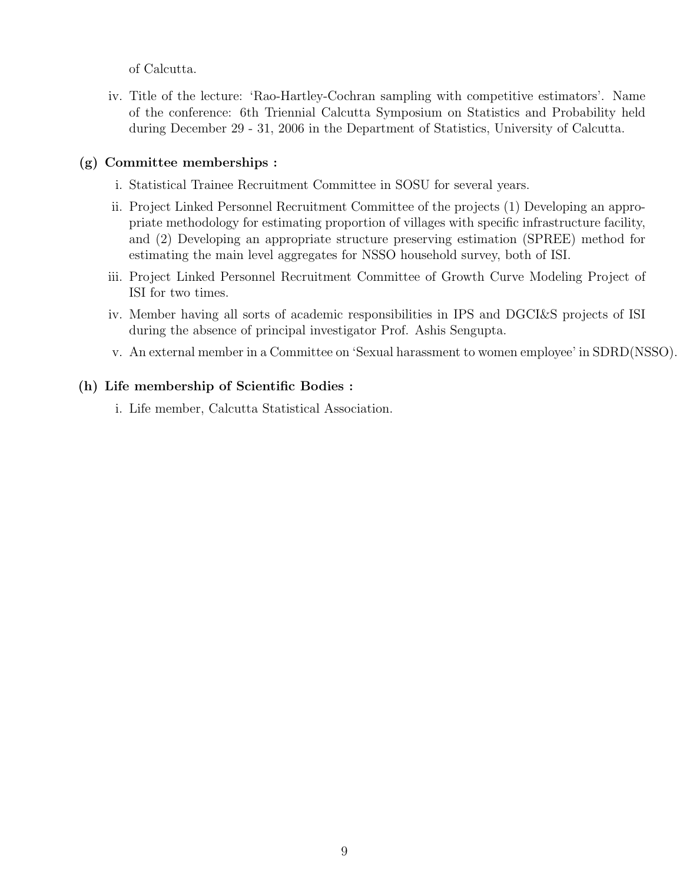of Calcutta.

iv. Title of the lecture: 'Rao-Hartley-Cochran sampling with competitive estimators'. Name of the conference: 6th Triennial Calcutta Symposium on Statistics and Probability held during December 29 - 31, 2006 in the Department of Statistics, University of Calcutta.

**(g) Committee memberships :**

i. Statistical Trainee Recruitment Committee in SOSU for several years.

ii. Project Linked Personnel Recruitment Committee of the projects (1) Developing an appropriate methodology for estimating proportion of villages with specific infrastructure facility, and (2) Developing an appropriate structure preserving estimation (SPREE) method for estimating the main level aggregates for NSSO household survey, both of ISI.

iii. Project Linked Personnel Recruitment Committee of Growth Curve Modeling Project of ISI for two times.

iv. Member having all sorts of academic responsibilities in IPS and DGCI&S projects of ISI during the absence of principal investigator Prof. Ashis Sengupta.

v. An external member in a Committee on 'Sexual harassment to women employee' in SDRD(NSSO).

**(h) Life membership of Scientific Bodies :**

i. Life member, Calcutta Statistical Association.